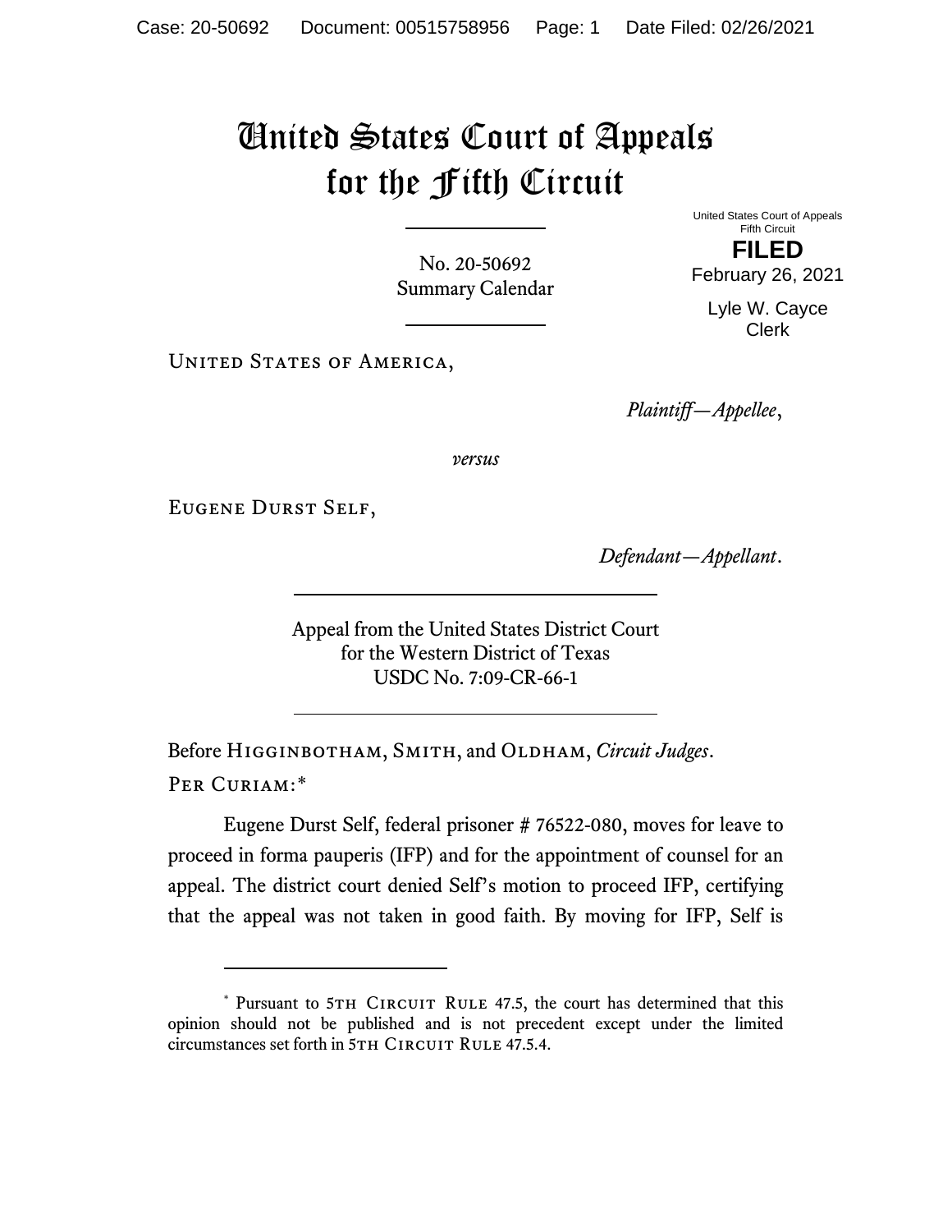# United States Court of Appeals for the Fifth Circuit

No. 20-50692
Summary Calendar

United States Court of Appeals
Fifth Circuit

**FILED**

February 26, 2021

Lyle W. Cayce
Clerk

United States of America,

*Plaintiff—Appellee*,

*versus*

Eugene Durst Self,

*Defendant—Appellant*.

Appeal from the United States District Court
for the Western District of Texas
USDC No. 7:09-CR-66-1

Before Higginbotham, Smith, and Oldham, *Circuit Judges*.

Per Curiam:*

Eugene Durst Self, federal prisoner # 76522-080, moves for leave to proceed in forma pauperis (IFP) and for the appointment of counsel for an appeal. The district court denied Self's motion to proceed IFP, certifying that the appeal was not taken in good faith. By moving for IFP, Self is

---

* Pursuant to 5th Circuit Rule 47.5, the court has determined that this opinion should not be published and is not precedent except under the limited circumstances set forth in 5th Circuit Rule 47.5.4.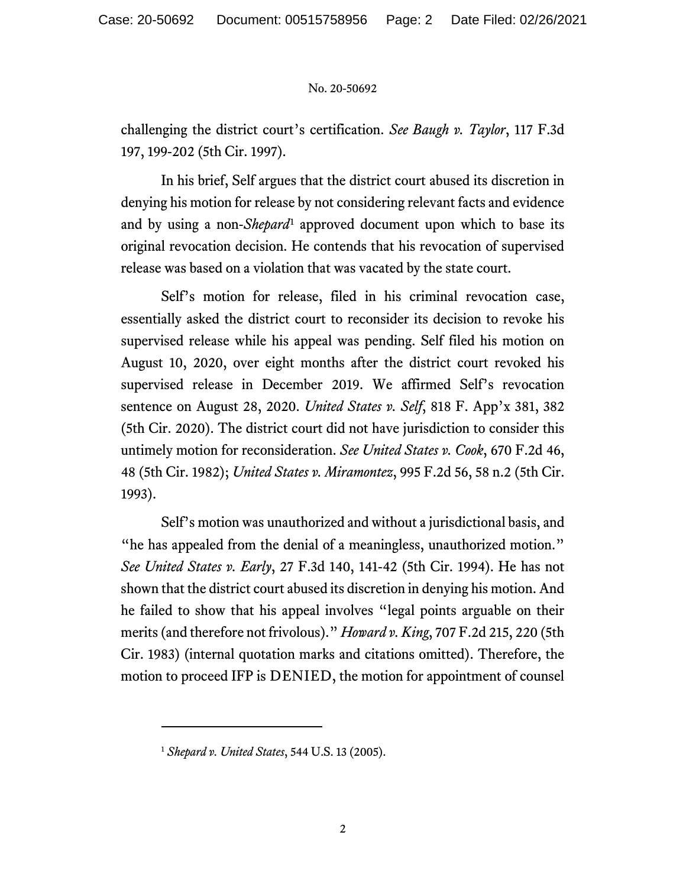challenging the district court's certification. *See Baugh v. Taylor*, 117 F.3d 197, 199-202 (5th Cir. 1997).

In his brief, Self argues that the district court abused its discretion in denying his motion for release by not considering relevant facts and evidence and by using a non-*Shepard*[1] approved document upon which to base its original revocation decision. He contends that his revocation of supervised release was based on a violation that was vacated by the state court.

Self's motion for release, filed in his criminal revocation case, essentially asked the district court to reconsider its decision to revoke his supervised release while his appeal was pending. Self filed his motion on August 10, 2020, over eight months after the district court revoked his supervised release in December 2019. We affirmed Self's revocation sentence on August 28, 2020. *United States v. Self*, 818 F. App'x 381, 382 (5th Cir. 2020). The district court did not have jurisdiction to consider this untimely motion for reconsideration. *See United States v. Cook*, 670 F.2d 46, 48 (5th Cir. 1982); *United States v. Miramontez*, 995 F.2d 56, 58 n.2 (5th Cir. 1993).

Self's motion was unauthorized and without a jurisdictional basis, and "he has appealed from the denial of a meaningless, unauthorized motion." *See United States v. Early*, 27 F.3d 140, 141-42 (5th Cir. 1994). He has not shown that the district court abused its discretion in denying his motion. And he failed to show that his appeal involves "legal points arguable on their merits (and therefore not frivolous)." *Howard v. King*, 707 F.2d 215, 220 (5th Cir. 1983) (internal quotation marks and citations omitted). Therefore, the motion to proceed IFP is DENIED, the motion for appointment of counsel

[1] *Shepard v. United States*, 544 U.S. 13 (2005).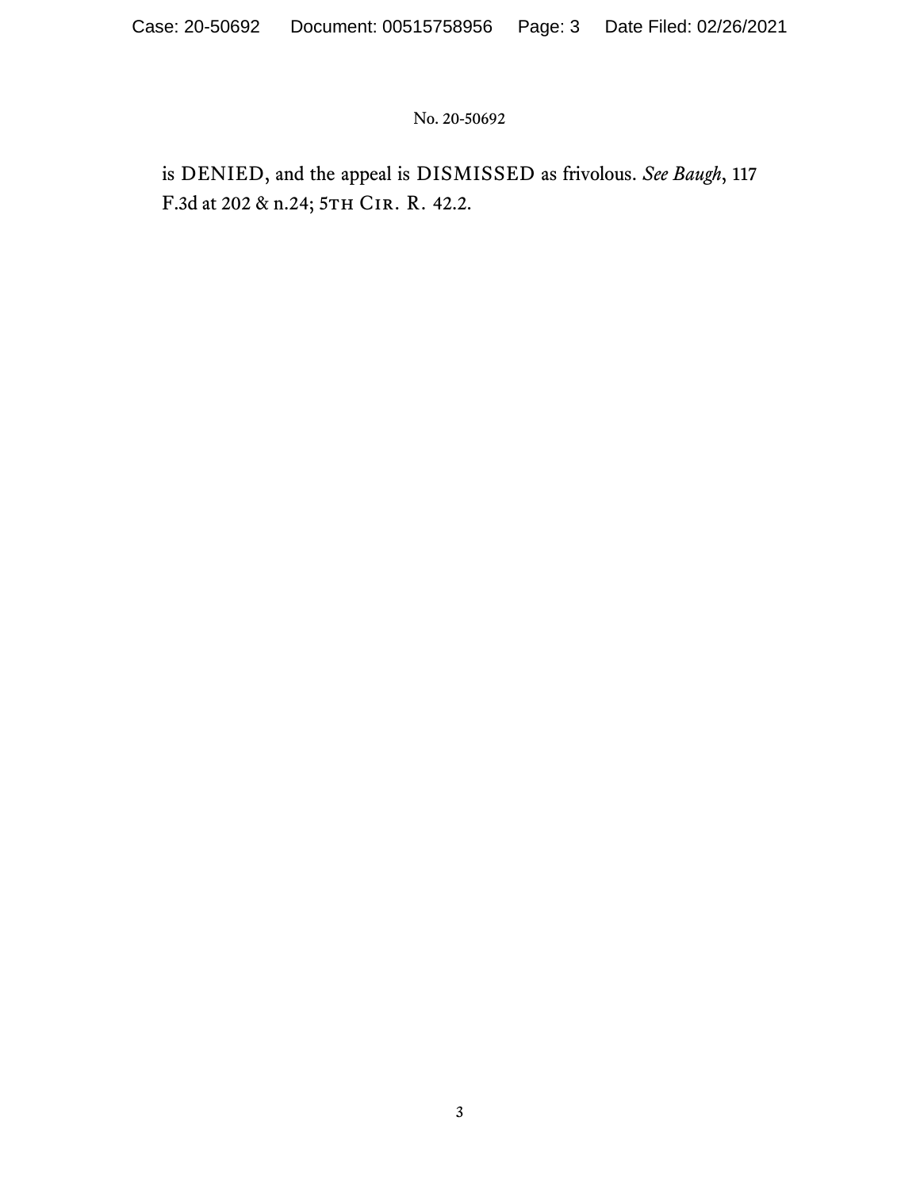is DENIED, and the appeal is DISMISSED as frivolous. *See Baugh*, 117 F.3d at 202 & n.24; 5TH CIR. R. 42.2.